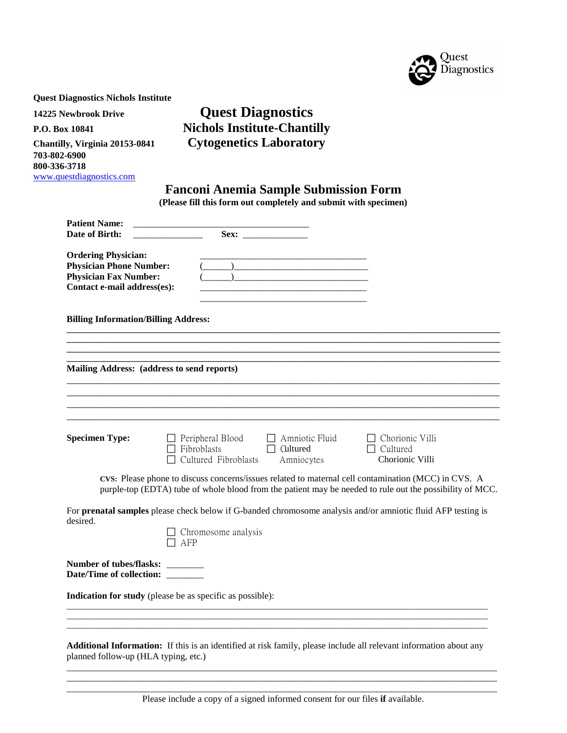Quest Diagnostics

**Quest Diagnostics Nichols Institute**

**14225 Newbrook Drive**

**P.O. Box 10841**

**Chantilly, Virginia 20153-0841**

**703-802-6900**

**800-336-3718**

www.questdiagnostics.com

# Quest Diagnostics
# Nichols Institute-Chantilly
# Cytogenetics Laboratory

## Fanconi Anemia Sample Submission Form

**(Please fill this form out completely and submit with specimen)**

**Patient Name:** ____________________________________

**Date of Birth:** ______________ **Sex:** _____________

**Ordering Physician:** ___________________________________

**Physician Phone Number:** (______)___________________________

**Physician Fax Number:** (______)___________________________

**Contact e-mail address(es):** ___________________________________

___________________________________

**Billing Information/Billing Address:**

_______________________________________________________________________________

_______________________________________________________________________________

_______________________________________________________________________________

_______________________________________________________________________________

**Mailing Address: (address to send reports)**

_______________________________________________________________________________

_______________________________________________________________________________

_______________________________________________________________________________

_______________________________________________________________________________

**Specimen Type:**

- ☐ Peripheral Blood
- ☐ Fibroblasts
- ☐ Cultured Fibroblasts
- ☐ Amniotic Fluid
- ☐ Cultured Amniocytes
- ☐ Chorionic Villi
- ☐ Cultured Chorionic Villi

**CVS:** Please phone to discuss concerns/issues related to maternal cell contamination (MCC) in CVS. A purple-top (EDTA) tube of whole blood from the patient may be needed to rule out the possibility of MCC.

For **prenatal samples** please check below if G-banded chromosome analysis and/or amniotic fluid AFP testing is desired.

- ☐ Chromosome analysis
- ☐ AFP

**Number of tubes/flasks:** ________

**Date/Time of collection:** ________

**Indication for study** (please be as specific as possible):

_______________________________________________________________________________

_______________________________________________________________________________

_______________________________________________________________________________

**Additional Information:** If this is an identified at risk family, please include all relevant information about any planned follow-up (HLA typing, etc.)

_______________________________________________________________________________

_______________________________________________________________________________

_______________________________________________________________________________

Please include a copy of a signed informed consent for our files **if** available.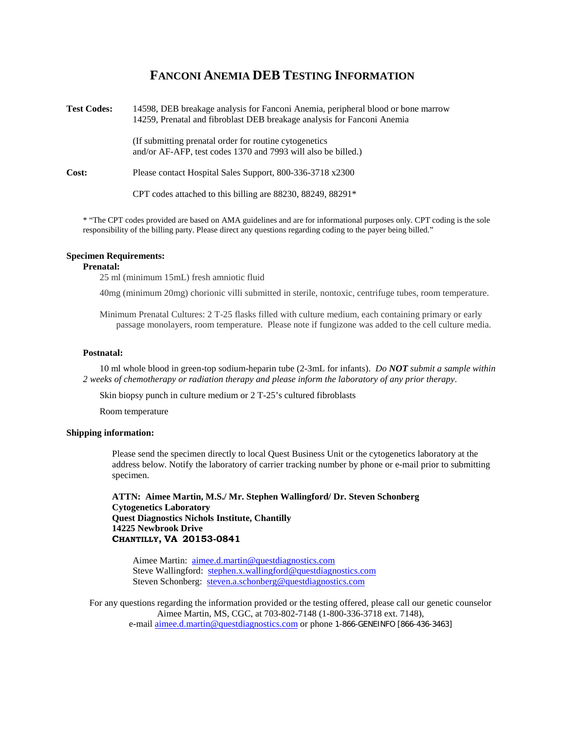# FANCONI ANEMIA DEB TESTING INFORMATION

**Test Codes:** 14598, DEB breakage analysis for Fanconi Anemia, peripheral blood or bone marrow
14259, Prenatal and fibroblast DEB breakage analysis for Fanconi Anemia

(If submitting prenatal order for routine cytogenetics and/or AF-AFP, test codes 1370 and 7993 will also be billed.)

**Cost:** Please contact Hospital Sales Support, 800-336-3718 x2300

CPT codes attached to this billing are 88230, 88249, 88291*

* "The CPT codes provided are based on AMA guidelines and are for informational purposes only. CPT coding is the sole responsibility of the billing party. Please direct any questions regarding coding to the payer being billed."

**Specimen Requirements:**

**Prenatal:**

25 ml (minimum 15mL) fresh amniotic fluid

40mg (minimum 20mg) chorionic villi submitted in sterile, nontoxic, centrifuge tubes, room temperature.

Minimum Prenatal Cultures: 2 T-25 flasks filled with culture medium, each containing primary or early passage monolayers, room temperature. Please note if fungizone was added to the cell culture media.

**Postnatal:**

10 ml whole blood in green-top sodium-heparin tube (2-3mL for infants). *Do **NOT** submit a sample within 2 weeks of chemotherapy or radiation therapy and please inform the laboratory of any prior therapy*.

Skin biopsy punch in culture medium or 2 T-25's cultured fibroblasts

Room temperature

**Shipping information:**

Please send the specimen directly to local Quest Business Unit or the cytogenetics laboratory at the address below. Notify the laboratory of carrier tracking number by phone or e-mail prior to submitting specimen.

**ATTN: Aimee Martin, M.S./ Mr. Stephen Wallingford/ Dr. Steven Schonberg**
**Cytogenetics Laboratory**
**Quest Diagnostics Nichols Institute, Chantilly**
**14225 Newbrook Drive**
**CHANTILLY, VA 20153-0841**

Aimee Martin: aimee.d.martin@questdiagnostics.com
Steve Wallingford: stephen.x.wallingford@questdiagnostics.com
Steven Schonberg: steven.a.schonberg@questdiagnostics.com

For any questions regarding the information provided or the testing offered, please call our genetic counselor Aimee Martin, MS, CGC, at 703-802-7148 (1-800-336-3718 ext. 7148), e-mail aimee.d.martin@questdiagnostics.com or phone 1-866-GENEINFO [866-436-3463]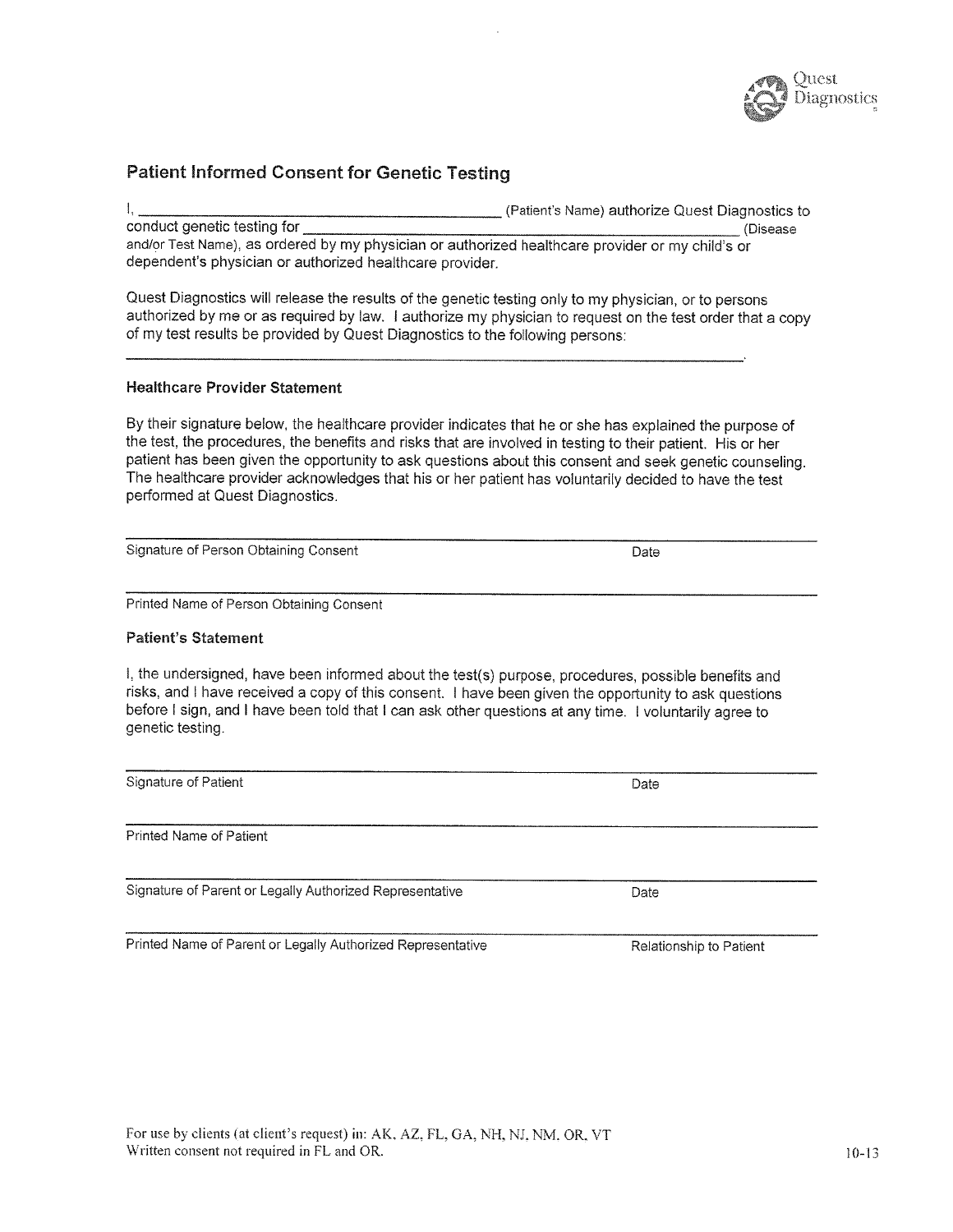Quest Diagnostics

## Patient Informed Consent for Genetic Testing

I, ______________________________ (Patient's Name) authorize Quest Diagnostics to conduct genetic testing for ______________________________ (Disease and/or Test Name), as ordered by my physician or authorized healthcare provider or my child's or dependent's physician or authorized healthcare provider.

Quest Diagnostics will release the results of the genetic testing only to my physician, or to persons authorized by me or as required by law. I authorize my physician to request on the test order that a copy of my test results be provided by Quest Diagnostics to the following persons:

______________________________.

### Healthcare Provider Statement

By their signature below, the healthcare provider indicates that he or she has explained the purpose of the test, the procedures, the benefits and risks that are involved in testing to their patient. His or her patient has been given the opportunity to ask questions about this consent and seek genetic counseling. The healthcare provider acknowledges that his or her patient has voluntarily decided to have the test performed at Quest Diagnostics.

______________________________
Signature of Person Obtaining Consent — Date

______________________________
Printed Name of Person Obtaining Consent

### Patient's Statement

I, the undersigned, have been informed about the test(s) purpose, procedures, possible benefits and risks, and I have received a copy of this consent. I have been given the opportunity to ask questions before I sign, and I have been told that I can ask other questions at any time. I voluntarily agree to genetic testing.

______________________________
Signature of Patient — Date

______________________________
Printed Name of Patient

______________________________
Signature of Parent or Legally Authorized Representative — Date

______________________________
Printed Name of Parent or Legally Authorized Representative — Relationship to Patient

For use by clients (at client's request) in: AK, AZ, FL, GA, NH, NJ, NM, OR, VT
Written consent not required in FL and OR.

10-13